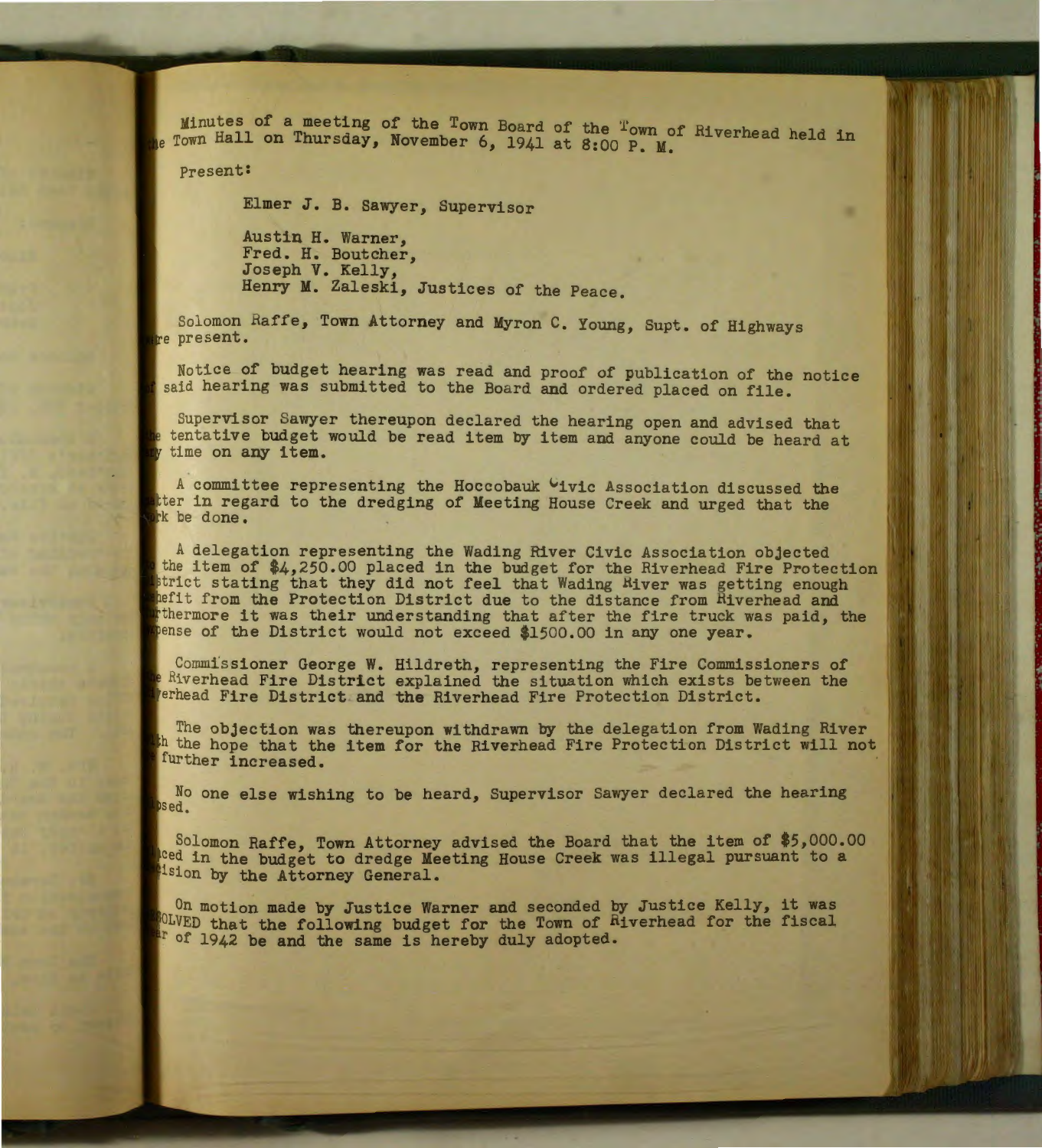Minutes of a meeting of the Town Board of the Town of Riverhead held in the Town Hall on Thursday, November 6, 1941 at 8:00 P. M.

Present:

Elmer J. B. Sawyer, Supervisor

Austin H. Warner,
Fred. H. Boutcher,
Joseph V. Kelly,
Henry M. Zaleski, Justices of the Peace.

Solomon Raffe, Town Attorney and Myron C. Young, Supt. of Highways were present.

Notice of budget hearing was read and proof of publication of the notice of said hearing was submitted to the Board and ordered placed on file.

Supervisor Sawyer thereupon declared the hearing open and advised that the tentative budget would be read item by item and anyone could be heard at any time on any item.

A committee representing the Hoccobauk Civic Association discussed the matter in regard to the dredging of Meeting House Creek and urged that the work be done.

A delegation representing the Wading River Civic Association objected to the item of $4,250.00 placed in the budget for the Riverhead Fire Protection District stating that they did not feel that Wading River was getting enough benefit from the Protection District due to the distance from Riverhead and furthermore it was their understanding that after the fire truck was paid, the expense of the District would not exceed $1500.00 in any one year.

Commissioner George W. Hildreth, representing the Fire Commissioners of the Riverhead Fire District explained the situation which exists between the Riverhead Fire District and the Riverhead Fire Protection District.

The objection was thereupon withdrawn by the delegation from Wading River with the hope that the item for the Riverhead Fire Protection District will not be further increased.

No one else wishing to be heard, Supervisor Sawyer declared the hearing closed.

Solomon Raffe, Town Attorney advised the Board that the item of $5,000.00 placed in the budget to dredge Meeting House Creek was illegal pursuant to a decision by the Attorney General.

On motion made by Justice Warner and seconded by Justice Kelly, it was RESOLVED that the following budget for the Town of Riverhead for the fiscal year of 1942 be and the same is hereby duly adopted.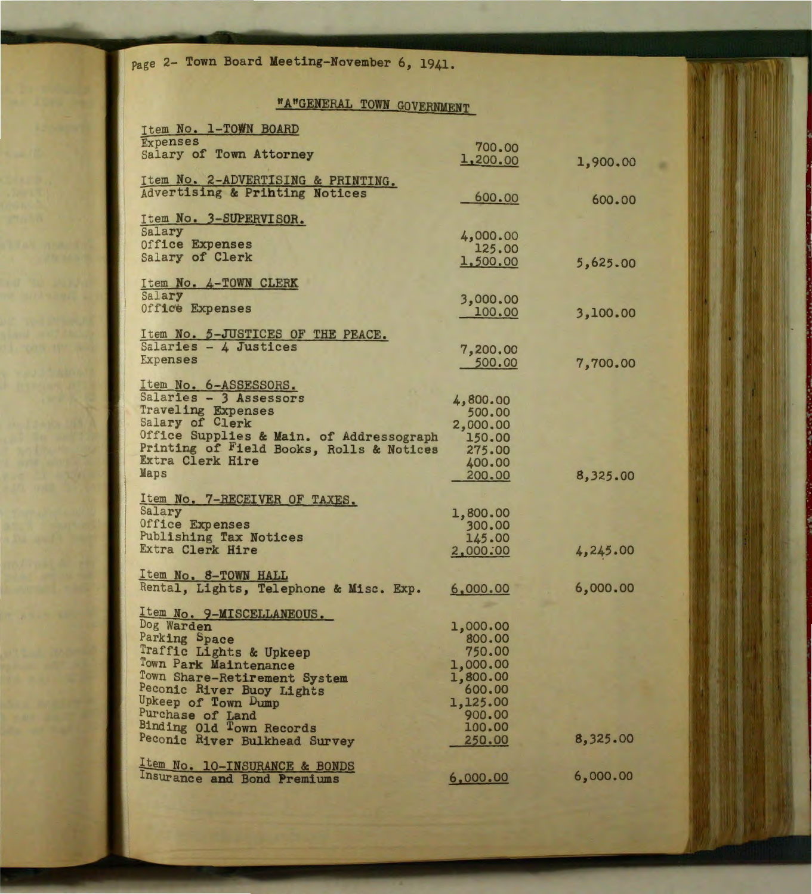Page 2- Town Board Meeting-November 6, 1941.

## "A"GENERAL TOWN GOVERNMENT

| Item | Amount | Total |
|---|---|---|
| **Item No. 1-TOWN BOARD** | | |
| Expenses | 700.00 | |
| Salary of Town Attorney | 1,200.00 | 1,900.00 |
| **Item No. 2-ADVERTISING & PRINTING.** | | |
| Advertising & Prihting Notices | 600.00 | 600.00 |
| **Item No. 3-SUPERVISOR.** | | |
| Salary | 4,000.00 | |
| Office Expenses | 125.00 | |
| Salary of Clerk | 1,500.00 | 5,625.00 |
| **Item No. 4-TOWN CLERK** | | |
| Salary | 3,000.00 | |
| Office Expenses | 100.00 | 3,100.00 |
| **Item No. 5-JUSTICES OF THE PEACE.** | | |
| Salaries - 4 Justices | 7,200.00 | |
| Expenses | 500.00 | 7,700.00 |
| **Item No. 6-ASSESSORS.** | | |
| Salaries - 3 Assessors | 4,800.00 | |
| Traveling Expenses | 500.00 | |
| Salary of Clerk | 2,000.00 | |
| Office Supplies & Main. of Addressograph | 150.00 | |
| Printing of Field Books, Rolls & Notices | 275.00 | |
| Extra Clerk Hire | 400.00 | |
| Maps | 200.00 | 8,325.00 |
| **Item No. 7-RECEIVER OF TAXES.** | | |
| Salary | 1,800.00 | |
| Office Expenses | 300.00 | |
| Publishing Tax Notices | 145.00 | |
| Extra Clerk Hire | 2,000.00 | 4,245.00 |
| **Item No. 8-TOWN HALL** | | |
| Rental, Lights, Telephone & Misc. Exp. | 6,000.00 | 6,000.00 |
| **Item No. 9-MISCELLANEOUS.** | | |
| Dog Warden | 1,000.00 | |
| Parking Space | 800.00 | |
| Traffic Lights & Upkeep | 750.00 | |
| Town Park Maintenance | 1,000.00 | |
| Town Share-Retirement System | 1,800.00 | |
| Peconic River Buoy Lights | 600.00 | |
| Upkeep of Town Dump | 1,125.00 | |
| Purchase of Land | 900.00 | |
| Binding Old Town Records | 100.00 | |
| Peconic River Bulkhead Survey | 250.00 | 8,325.00 |
| **Item No. 10-INSURANCE & BONDS** | | |
| Insurance and Bond Premiums | 6,000.00 | 6,000.00 |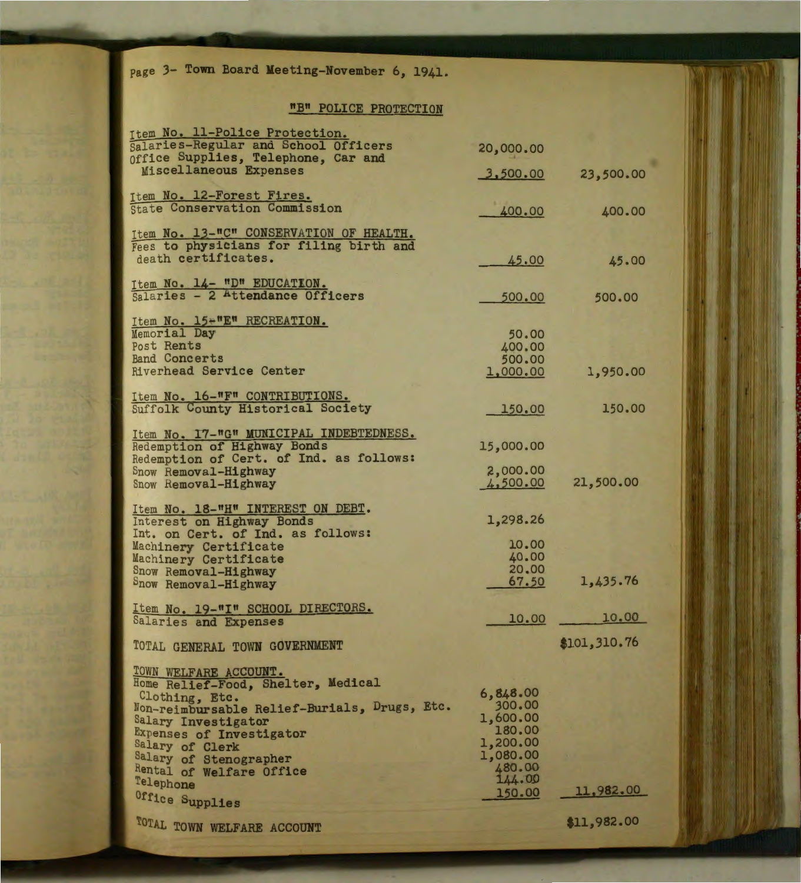Page 3- Town Board Meeting-November 6, 1941.

## "B" POLICE PROTECTION

| Item | Amount | Total |
|---|---|---|
| **Item No. 11-Police Protection.** | | |
| Salaries-Regular and School Officers | 20,000.00 | |
| Office Supplies, Telephone, Car and Miscellaneous Expenses | 3,500.00 | 23,500.00 |
| **Item No. 12-Forest Fires.** | | |
| State Conservation Commission | 400.00 | 400.00 |
| **Item No. 13-"C" CONSERVATION OF HEALTH.** | | |
| Fees to physicians for filing birth and death certificates. | 45.00 | 45.00 |
| **Item No. 14- "D" EDUCATION.** | | |
| Salaries - 2 Attendance Officers | 500.00 | 500.00 |
| **Item No. 15-"E" RECREATION.** | | |
| Memorial Day | 50.00 | |
| Post Rents | 400.00 | |
| Band Concerts | 500.00 | |
| Riverhead Service Center | 1,000.00 | 1,950.00 |
| **Item No. 16-"F" CONTRIBUTIONS.** | | |
| Suffolk County Historical Society | 150.00 | 150.00 |
| **Item No. 17-"G" MUNICIPAL INDEBTEDNESS.** | | |
| Redemption of Highway Bonds | 15,000.00 | |
| Redemption of Cert. of Ind. as follows: | | |
| Snow Removal-Highway | 2,000.00 | |
| Snow Removal-Highway | 4,500.00 | 21,500.00 |
| **Item No. 18-"H" INTEREST ON DEBT.** | | |
| Interest on Highway Bonds | 1,298.26 | |
| Int. on Cert. of Ind. as follows: | | |
| Machinery Certificate | 10.00 | |
| Machinery Certificate | 40.00 | |
| Snow Removal-Highway | 20.00 | |
| Snow Removal-Highway | 67.50 | 1,435.76 |
| **Item No. 19-"I" SCHOOL DIRECTORS.** | | |
| Salaries and Expenses | 10.00 | 10.00 |
| TOTAL GENERAL TOWN GOVERNMENT | | $101,310.76 |
| **TOWN WELFARE ACCOUNT.** | | |
| Home Relief-Food, Shelter, Medical Clothing, Etc. | 6,848.00 | |
| Non-reimbursable Relief-Burials, Drugs, Etc. | 300.00 | |
| Salary Investigator | 1,600.00 | |
| Expenses of Investigator | 180.00 | |
| Salary of Clerk | 1,200.00 | |
| Salary of Stenographer | 1,080.00 | |
| Rental of Welfare Office | 480.00 | |
| Telephone | 144.00 | |
| Office Supplies | 150.00 | 11,982.00 |
| TOTAL TOWN WELFARE ACCOUNT | | $11,982.00 |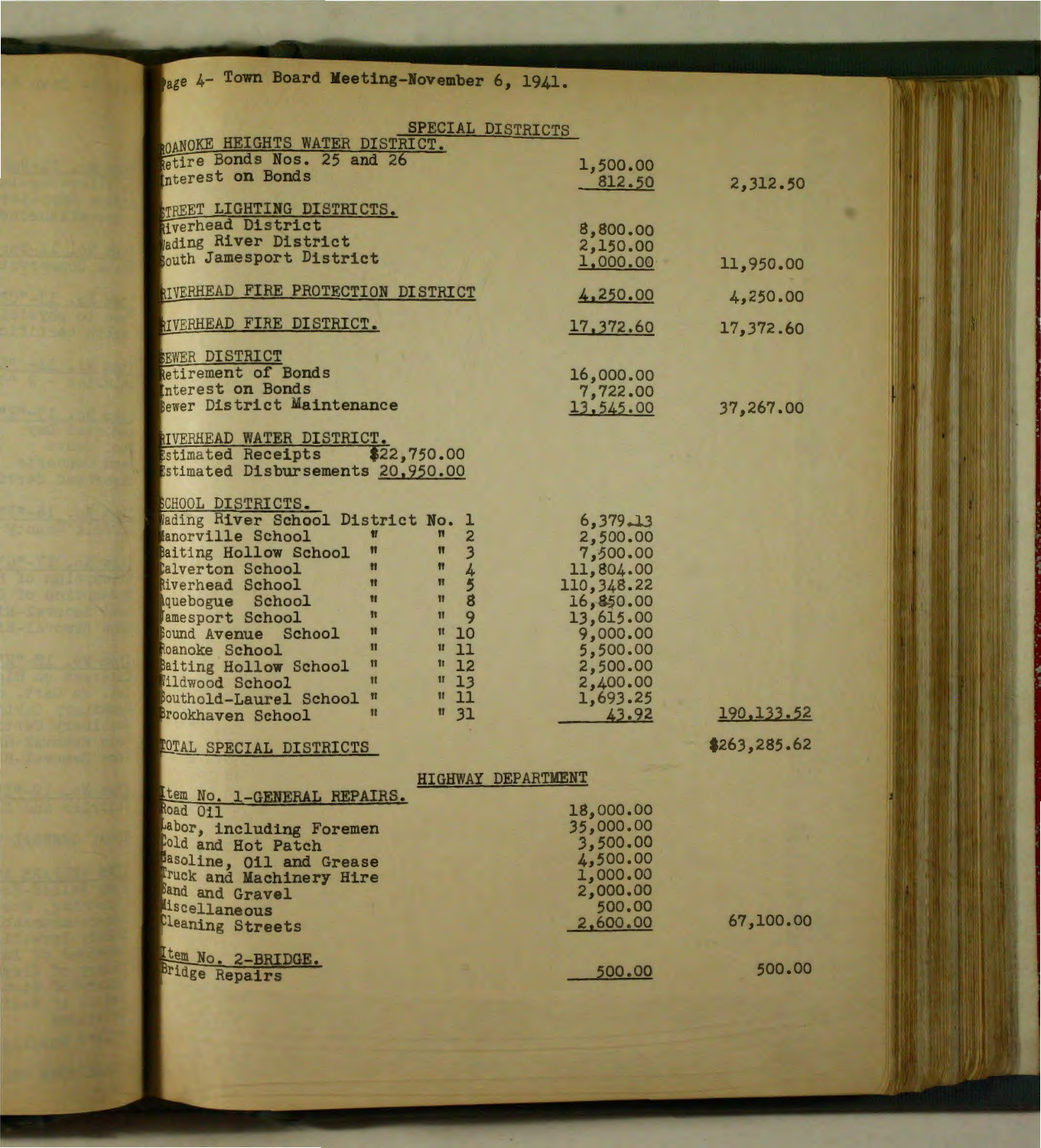Page 4- Town Board Meeting-November 6, 1941.

## SPECIAL DISTRICTS

| | | |
|---|---|---|
| **ROANOKE HEIGHTS WATER DISTRICT.** | | |
| Retire Bonds Nos. 25 and 26 | 1,500.00 | |
| Interest on Bonds | 812.50 | 2,312.50 |
| **STREET LIGHTING DISTRICTS.** | | |
| Riverhead District | 8,800.00 | |
| Wading River District | 2,150.00 | |
| South Jamesport District | 1,000.00 | 11,950.00 |
| **RIVERHEAD FIRE PROTECTION DISTRICT** | 4,250.00 | 4,250.00 |
| **RIVERHEAD FIRE DISTRICT.** | 17,372.60 | 17,372.60 |
| **SEWER DISTRICT** | | |
| Retirement of Bonds | 16,000.00 | |
| Interest on Bonds | 7,722.00 | |
| Sewer District Maintenance | 13,545.00 | 37,267.00 |
| **RIVERHEAD WATER DISTRICT.** | | |
| Estimated Receipts $22,750.00 | | |
| Estimated Disbursements 20,950.00 | | |
| **SCHOOL DISTRICTS.** | | |
| Wading River School District No. 1 | 6,379.13 | |
| Manorville School " " 2 | 2,500.00 | |
| Baiting Hollow School " " 3 | 7,500.00 | |
| Calverton School " " 4 | 11,804.00 | |
| Riverhead School " " 5 | 110,348.22 | |
| Aquebogue School " " 8 | 16,850.00 | |
| Jamesport School " " 9 | 13,615.00 | |
| Sound Avenue School " " 10 | 9,000.00 | |
| Roanoke School " " 11 | 5,500.00 | |
| Baiting Hollow School " " 12 | 2,500.00 | |
| Wildwood School " " 13 | 2,400.00 | |
| Southold-Laurel School " " 11 | 1,693.25 | |
| Brookhaven School " " 31 | 43.92 | 190,133.52 |
| **TOTAL SPECIAL DISTRICTS** | | $263,285.62 |

## HIGHWAY DEPARTMENT

| | | |
|---|---|---|
| **Item No. 1-GENERAL REPAIRS.** | | |
| Road Oil | 18,000.00 | |
| Labor, including Foremen | 35,000.00 | |
| Cold and Hot Patch | 3,500.00 | |
| Gasoline, Oil and Grease | 4,500.00 | |
| Truck and Machinery Hire | 1,000.00 | |
| Sand and Gravel | 2,000.00 | |
| Miscellaneous | 500.00 | |
| Cleaning Streets | 2,600.00 | 67,100.00 |
| **Item No. 2-BRIDGE.** | | |
| Bridge Repairs | 500.00 | 500.00 |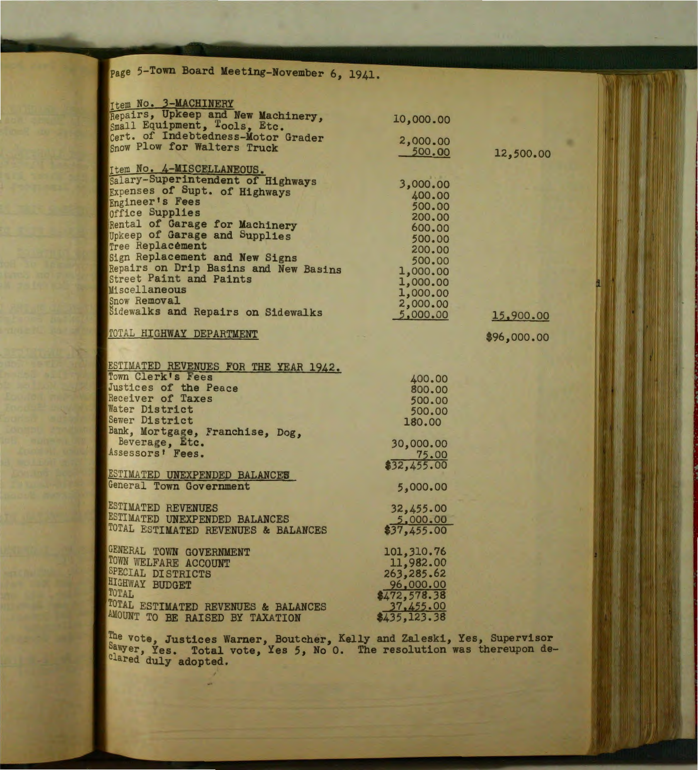Page 5-Town Board Meeting-November 6, 1941.

| | | |
|---|---|---|
| **Item No. 3-MACHINERY** | | |
| Repairs, Upkeep and New Machinery, Small Equipment, Tools, Etc. | 10,000.00 | |
| Cert. of Indebtedness-Motor Grader | 2,000.00 | |
| Snow Plow for Walters Truck | 500.00 | 12,500.00 |
| **Item No. 4-MISCELLANEOUS.** | | |
| Salary-Superintendent of Highways | 3,000.00 | |
| Expenses of Supt. of Highways | 400.00 | |
| Engineer's Fees | 500.00 | |
| Office Supplies | 200.00 | |
| Rental of Garage for Machinery | 600.00 | |
| Upkeep of Garage and Supplies | 500.00 | |
| Tree Replacement | 200.00 | |
| Sign Replacement and New Signs | 500.00 | |
| Repairs on Drip Basins and New Basins | 1,000.00 | |
| Street Paint and Paints | 1,000.00 | |
| Miscellaneous | 1,000.00 | |
| Snow Removal | 2,000.00 | |
| Sidewalks and Repairs on Sidewalks | 5,000.00 | 15,900.00 |
| TOTAL HIGHWAY DEPARTMENT | | $96,000.00 |

| | |
|---|---|
| **ESTIMATED REVENUES FOR THE YEAR 1942.** | |
| Town Clerk's Fees | 400.00 |
| Justices of the Peace | 800.00 |
| Receiver of Taxes | 500.00 |
| Water District | 500.00 |
| Sewer District | 180.00 |
| Bank, Mortgage, Franchise, Dog, Beverage, Etc. | 30,000.00 |
| Assessors' Fees. | 75.00 |
| | $32,455.00 |
| **ESTIMATED UNEXPENDED BALANCES** | |
| General Town Government | 5,000.00 |
| ESTIMATED REVENUES | 32,455.00 |
| ESTIMATED UNEXPENDED BALANCES | 5,000.00 |
| TOTAL ESTIMATED REVENUES & BALANCES | $37,455.00 |
| GENERAL TOWN GOVERNMENT | 101,310.76 |
| TOWN WELFARE ACCOUNT | 11,982.00 |
| SPECIAL DISTRICTS | 263,285.62 |
| HIGHWAY BUDGET | 96,000.00 |
| TOTAL | $472,578.38 |
| TOTAL ESTIMATED REVENUES & BALANCES | 37,455.00 |
| AMOUNT TO BE RAISED BY TAXATION | $435,123.38 |

The vote, Justices Warner, Boutcher, Kelly and Zaleski, Yes, Supervisor Sawyer, Yes. Total vote, Yes 5, No 0. The resolution was thereupon declared duly adopted.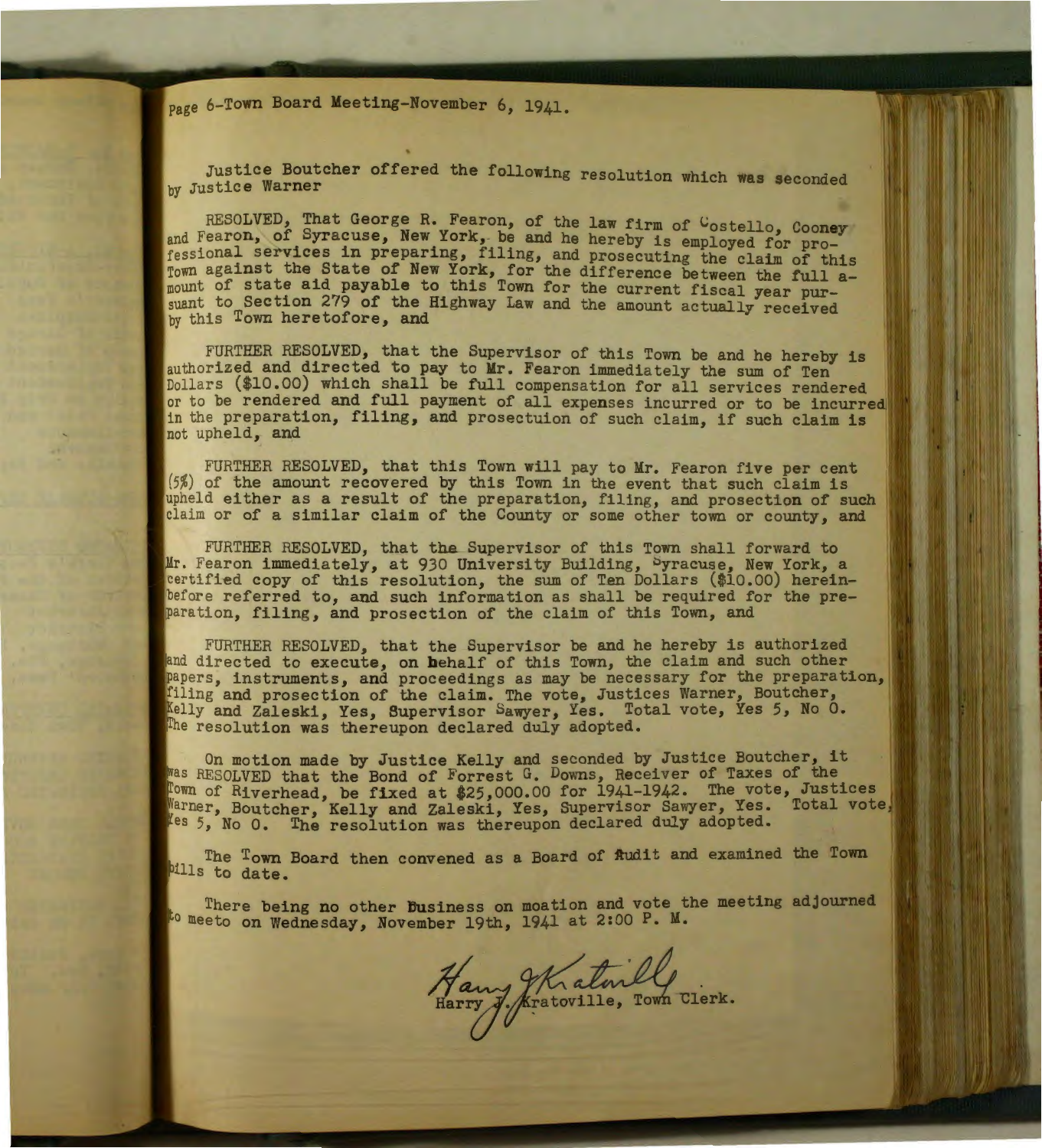Page 6-Town Board Meeting-November 6, 1941.

Justice Boutcher offered the following resolution which was seconded by Justice Warner

RESOLVED, That George R. Fearon, of the law firm of Costello, Cooney and Fearon, of Syracuse, New York, be and he hereby is employed for professional services in preparing, filing, and prosecuting the claim of this Town against the State of New York, for the difference between the full amount of state aid payable to this Town for the current fiscal year pursuant to Section 279 of the Highway Law and the amount actually received by this Town heretofore, and

FURTHER RESOLVED, that the Supervisor of this Town be and he hereby is authorized and directed to pay to Mr. Fearon immediately the sum of Ten Dollars ($10.00) which shall be full compensation for all services rendered or to be rendered and full payment of all expenses incurred or to be incurred in the preparation, filing, and prosectuion of such claim, if such claim is not upheld, and

FURTHER RESOLVED, that this Town will pay to Mr. Fearon five per cent (5%) of the amount recovered by this Town in the event that such claim is upheld either as a result of the preparation, filing, and prosection of such claim or of a similar claim of the County or some other town or county, and

FURTHER RESOLVED, that the Supervisor of this Town shall forward to Mr. Fearon immediately, at 930 University Building, Syracuse, New York, a certified copy of this resolution, the sum of Ten Dollars ($10.00) hereinbefore referred to, and such information as shall be required for the preparation, filing, and prosection of the claim of this Town, and

FURTHER RESOLVED, that the Supervisor be and he hereby is authorized and directed to execute, on behalf of this Town, the claim and such other papers, instruments, and proceedings as may be necessary for the preparation, filing and prosection of the claim. The vote, Justices Warner, Boutcher, Kelly and Zaleski, Yes, Supervisor Sawyer, Yes. Total vote, Yes 5, No 0. The resolution was thereupon declared duly adopted.

On motion made by Justice Kelly and seconded by Justice Boutcher, it was RESOLVED that the Bond of Forrest G. Downs, Receiver of Taxes of the Town of Riverhead, be fixed at $25,000.00 for 1941-1942. The vote, Justices Warner, Boutcher, Kelly and Zaleski, Yes, Supervisor Sawyer, Yes. Total vote, Yes 5, No 0. The resolution was thereupon declared duly adopted.

The Town Board then convened as a Board of Audit and examined the Town bills to date.

There being no other Business on moation and vote the meeting adjourned to meeto on Wednesday, November 19th, 1941 at 2:00 P. M.

Harry J. Kratoville, Town Clerk.